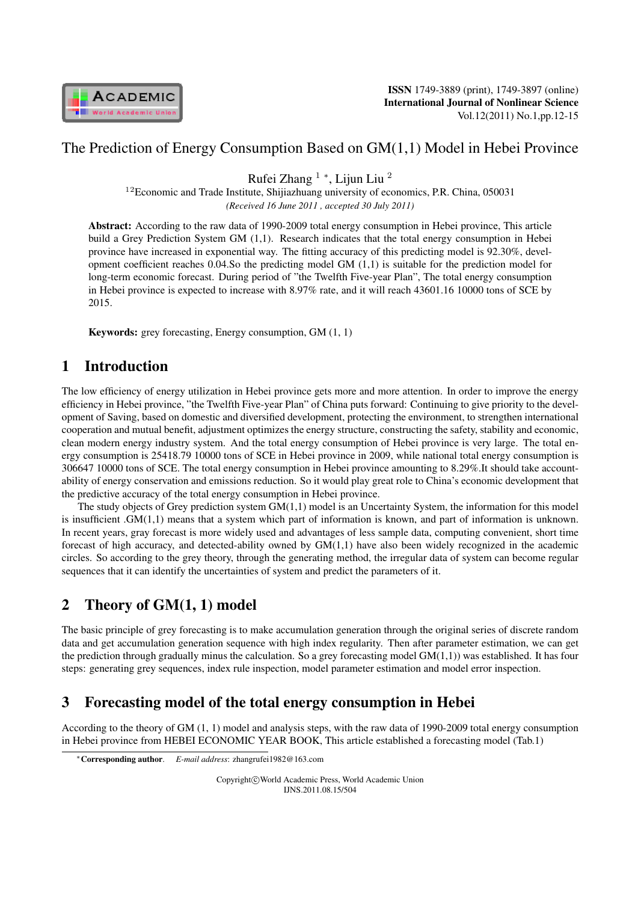# The Prediction of Energy Consumption Based on GM(1,1) Model in Hebei Province

Rufei Zhang [1] *, Lijun Liu [2]

[12]Economic and Trade Institute, Shijiazhuang university of economics, P.R. China, 050031

*(Received 16 June 2011 , accepted 30 July 2011)*

**Abstract:** According to the raw data of 1990-2009 total energy consumption in Hebei province, This article build a Grey Prediction System GM (1,1). Research indicates that the total energy consumption in Hebei province have increased in exponential way. The fitting accuracy of this predicting model is 92.30%, development coefficient reaches 0.04.So the predicting model GM (1,1) is suitable for the prediction model for long-term economic forecast. During period of "the Twelfth Five-year Plan", The total energy consumption in Hebei province is expected to increase with 8.97% rate, and it will reach 43601.16 10000 tons of SCE by 2015.

**Keywords:** grey forecasting, Energy consumption, GM (1, 1)

## 1 Introduction

The low efficiency of energy utilization in Hebei province gets more and more attention. In order to improve the energy efficiency in Hebei province, "the Twelfth Five-year Plan" of China puts forward: Continuing to give priority to the development of Saving, based on domestic and diversified development, protecting the environment, to strengthen international cooperation and mutual benefit, adjustment optimizes the energy structure, constructing the safety, stability and economic, clean modern energy industry system. And the total energy consumption of Hebei province is very large. The total energy consumption is 25418.79 10000 tons of SCE in Hebei province in 2009, while national total energy consumption is 306647 10000 tons of SCE. The total energy consumption in Hebei province amounting to 8.29%.It should take accountability of energy conservation and emissions reduction. So it would play great role to China's economic development that the predictive accuracy of the total energy consumption in Hebei province.

The study objects of Grey prediction system GM(1,1) model is an Uncertainty System, the information for this model is insufficient .GM(1,1) means that a system which part of information is known, and part of information is unknown. In recent years, gray forecast is more widely used and advantages of less sample data, computing convenient, short time forecast of high accuracy, and detected-ability owned by GM(1,1) have also been widely recognized in the academic circles. So according to the grey theory, through the generating method, the irregular data of system can become regular sequences that it can identify the uncertainties of system and predict the parameters of it.

## 2 Theory of GM(1, 1) model

The basic principle of grey forecasting is to make accumulation generation through the original series of discrete random data and get accumulation generation sequence with high index regularity. Then after parameter estimation, we can get the prediction through gradually minus the calculation. So a grey forecasting model GM(1,1)) was established. It has four steps: generating grey sequences, index rule inspection, model parameter estimation and model error inspection.

## 3 Forecasting model of the total energy consumption in Hebei

According to the theory of GM (1, 1) model and analysis steps, with the raw data of 1990-2009 total energy consumption in Hebei province from HEBEI ECONOMIC YEAR BOOK, This article established a forecasting model (Tab.1)

*Corresponding author. *E-mail address*: zhangrufei1982@163.com

Copyright©World Academic Press, World Academic Union
IJNS.2011.08.15/504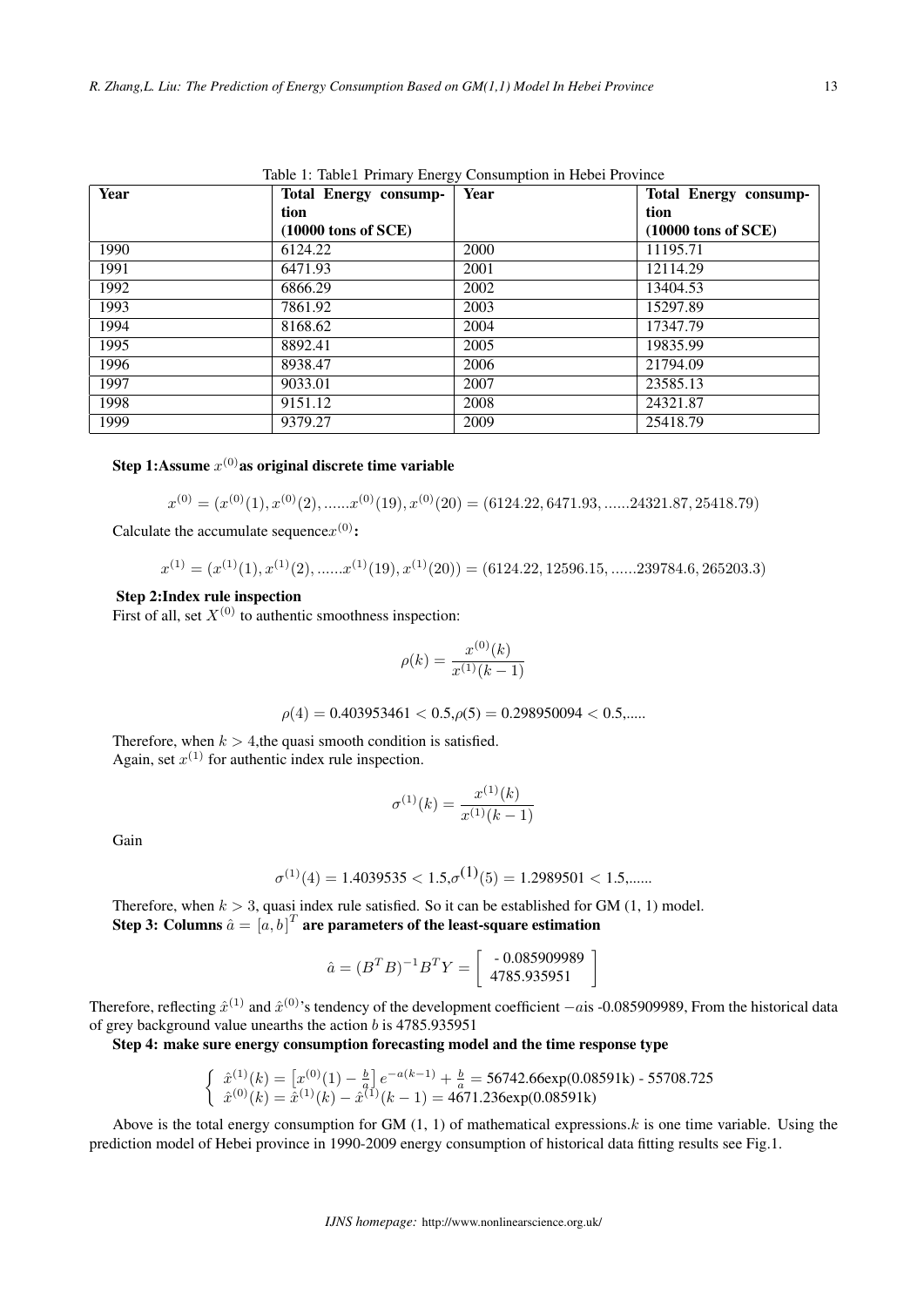Table 1: Table1 Primary Energy Consumption in Hebei Province

| Year | Total Energy consumption (10000 tons of SCE) | Year | Total Energy consumption (10000 tons of SCE) |
|---|---|---|---|
| 1990 | 6124.22 | 2000 | 11195.71 |
| 1991 | 6471.93 | 2001 | 12114.29 |
| 1992 | 6866.29 | 2002 | 13404.53 |
| 1993 | 7861.92 | 2003 | 15297.89 |
| 1994 | 8168.62 | 2004 | 17347.79 |
| 1995 | 8892.41 | 2005 | 19835.99 |
| 1996 | 8938.47 | 2006 | 21794.09 |
| 1997 | 9033.01 | 2007 | 23585.13 |
| 1998 | 9151.12 | 2008 | 24321.87 |
| 1999 | 9379.27 | 2009 | 25418.79 |

**Step 1:Assume $x^{(0)}$as original discrete time variable**

$$x^{(0)} = (x^{(0)}(1), x^{(0)}(2), ......x^{(0)}(19), x^{(0)}(20) = (6124.22, 6471.93, ......24321.87, 25418.79)$$

Calculate the accumulate sequence$x^{(0)}$**:**

$$x^{(1)} = (x^{(1)}(1), x^{(1)}(2), ......x^{(1)}(19), x^{(1)}(20)) = (6124.22, 12596.15, ......239784.6, 265203.3)$$

**Step 2:Index rule inspection**

First of all, set $X^{(0)}$ to authentic smoothness inspection:

$$\rho(k) = \frac{x^{(0)}(k)}{x^{(1)}(k-1)}$$

$$\rho(4) = 0.403953461 < 0.5, \rho(5) = 0.298950094 < 0.5, .....$$

Therefore, when $k > 4$,the quasi smooth condition is satisfied.
Again, set $x^{(1)}$ for authentic index rule inspection.

$$\sigma^{(1)}(k) = \frac{x^{(1)}(k)}{x^{(1)}(k-1)}$$

Gain

$$\sigma^{(1)}(4) = 1.4039535 < 1.5, \sigma^{(1)}(5) = 1.2989501 < 1.5, ......$$

Therefore, when $k > 3$, quasi index rule satisfied. So it can be established for GM (1, 1) model.

**Step 3: Columns $\hat{a} = [a, b]^T$ are parameters of the least-square estimation**

$$\hat{a} = (B^T B)^{-1} B^T Y = \begin{bmatrix} -0.085909989 \\ 4785.935951 \end{bmatrix}$$

Therefore, reflecting $\hat{x}^{(1)}$ and $\hat{x}^{(0)}$'s tendency of the development coefficient $-a$is -0.085909989, From the historical data of grey background value unearths the action $b$ is 4785.935951

**Step 4: make sure energy consumption forecasting model and the time response type**

$$\begin{cases} \hat{x}^{(1)}(k) = \left[x^{(0)}(1) - \frac{b}{a}\right] e^{-a(k-1)} + \frac{b}{a} = 56742.66\exp(0.08591k) - 55708.725 \\ \hat{x}^{(0)}(k) = \hat{x}^{(1)}(k) - \hat{x}^{(1)}(k-1) = 4671.236\exp(0.08591k) \end{cases}$$

Above is the total energy consumption for GM (1, 1) of mathematical expressions.$k$ is one time variable. Using the prediction model of Hebei province in 1990-2009 energy consumption of historical data fitting results see Fig.1.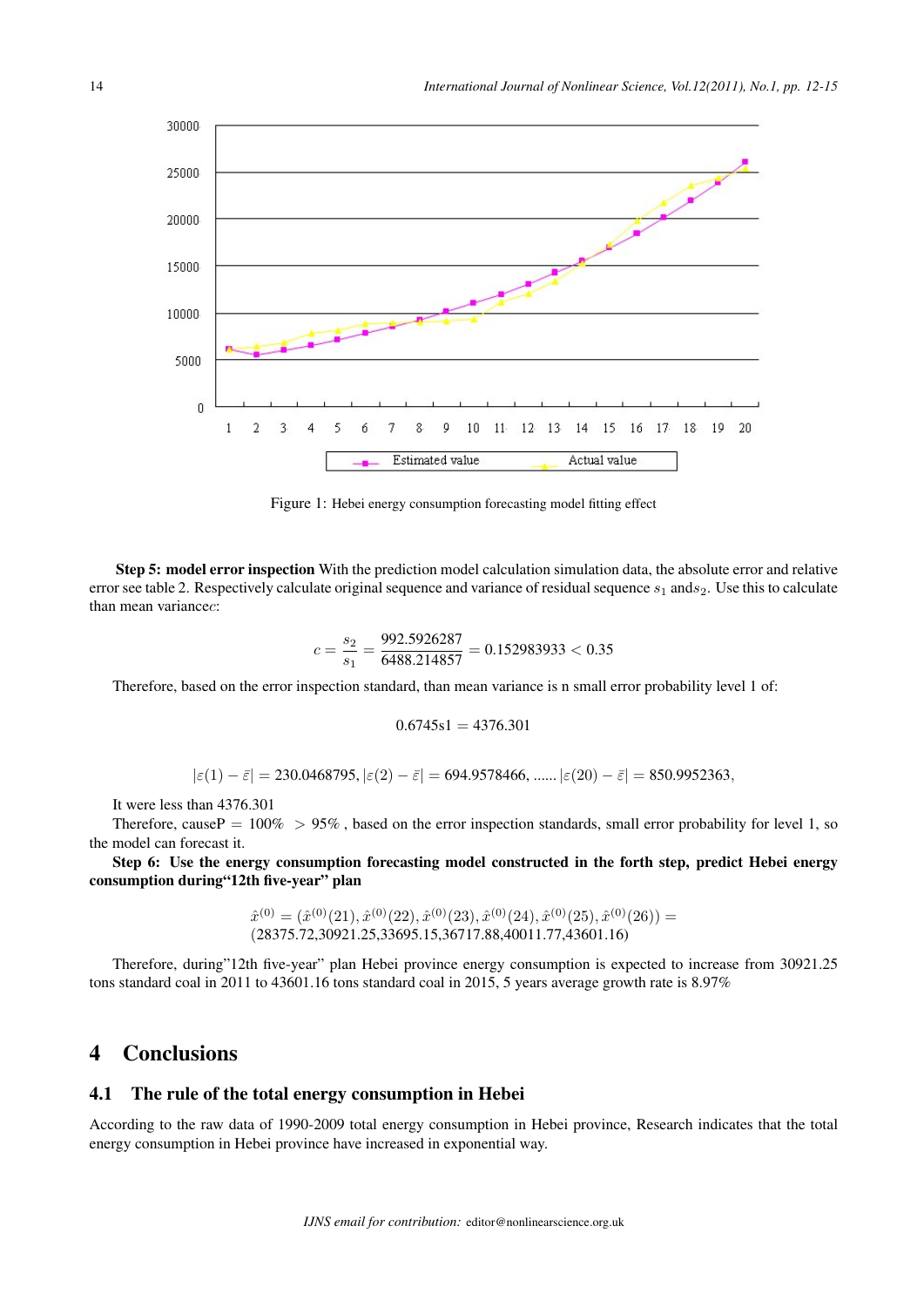Figure 1: Hebei energy consumption forecasting model fitting effect

**Step 5: model error inspection** With the prediction model calculation simulation data, the absolute error and relative error see table 2. Respectively calculate original sequence and variance of residual sequence $s_1$ and$s_2$. Use this to calculate than mean variance$c$:

$$c = \frac{s_2}{s_1} = \frac{992.5926287}{6488.214857} = 0.152983933 < 0.35$$

Therefore, based on the error inspection standard, than mean variance is n small error probability level 1 of:

$$0.6745\text{s1} = 4376.301$$

$$|\varepsilon(1) - \bar{\varepsilon}| = 230.0468795, |\varepsilon(2) - \bar{\varepsilon}| = 694.9578466, ...... |\varepsilon(20) - \bar{\varepsilon}| = 850.9952363,$$

It were less than 4376.301

Therefore, causeP $= 100\% > 95\%$ , based on the error inspection standards, small error probability for level 1, so the model can forecast it.

**Step 6: Use the energy consumption forecasting model constructed in the forth step, predict Hebei energy consumption during"12th five-year" plan**

$$\hat{x}^{(0)} = (\hat{x}^{(0)}(21), \hat{x}^{(0)}(22), \hat{x}^{(0)}(23), \hat{x}^{(0)}(24), \hat{x}^{(0)}(25), \hat{x}^{(0)}(26)) = (28375.72, 30921.25, 33695.15, 36717.88, 40011.77, 43601.16)$$

Therefore, during"12th five-year" plan Hebei province energy consumption is expected to increase from 30921.25 tons standard coal in 2011 to 43601.16 tons standard coal in 2015, 5 years average growth rate is 8.97%

# 4 Conclusions

## 4.1 The rule of the total energy consumption in Hebei

According to the raw data of 1990-2009 total energy consumption in Hebei province, Research indicates that the total energy consumption in Hebei province have increased in exponential way.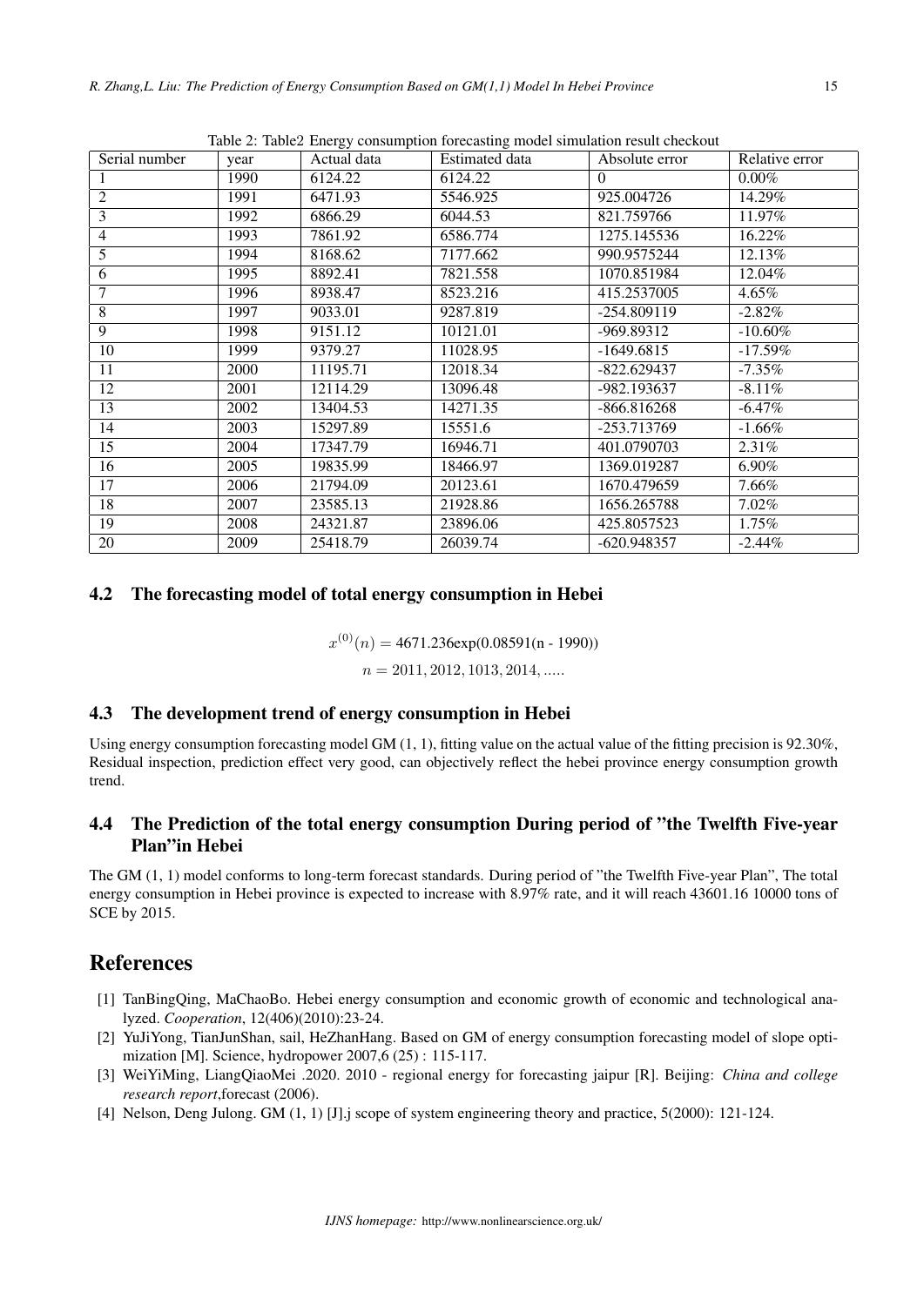Table 2: Table2 Energy consumption forecasting model simulation result checkout

| Serial number | year | Actual data | Estimated data | Absolute error | Relative error |
|---|---|---|---|---|---|
| 1 | 1990 | 6124.22 | 6124.22 | 0 | 0.00% |
| 2 | 1991 | 6471.93 | 5546.925 | 925.004726 | 14.29% |
| 3 | 1992 | 6866.29 | 6044.53 | 821.759766 | 11.97% |
| 4 | 1993 | 7861.92 | 6586.774 | 1275.145536 | 16.22% |
| 5 | 1994 | 8168.62 | 7177.662 | 990.9575244 | 12.13% |
| 6 | 1995 | 8892.41 | 7821.558 | 1070.851984 | 12.04% |
| 7 | 1996 | 8938.47 | 8523.216 | 415.2537005 | 4.65% |
| 8 | 1997 | 9033.01 | 9287.819 | -254.809119 | -2.82% |
| 9 | 1998 | 9151.12 | 10121.01 | -969.89312 | -10.60% |
| 10 | 1999 | 9379.27 | 11028.95 | -1649.6815 | -17.59% |
| 11 | 2000 | 11195.71 | 12018.34 | -822.629437 | -7.35% |
| 12 | 2001 | 12114.29 | 13096.48 | -982.193637 | -8.11% |
| 13 | 2002 | 13404.53 | 14271.35 | -866.816268 | -6.47% |
| 14 | 2003 | 15297.89 | 15551.6 | -253.713769 | -1.66% |
| 15 | 2004 | 17347.79 | 16946.71 | 401.0790703 | 2.31% |
| 16 | 2005 | 19835.99 | 18466.97 | 1369.019287 | 6.90% |
| 17 | 2006 | 21794.09 | 20123.61 | 1670.479659 | 7.66% |
| 18 | 2007 | 23585.13 | 21928.86 | 1656.265788 | 7.02% |
| 19 | 2008 | 24321.87 | 23896.06 | 425.8057523 | 1.75% |
| 20 | 2009 | 25418.79 | 26039.74 | -620.948357 | -2.44% |

## 4.2 The forecasting model of total energy consumption in Hebei

$$x^{(0)}(n) = 4671.236\exp(0.08591(n - 1990))$$

$$n = 2011, 2012, 1013, 2014, .....$$

## 4.3 The development trend of energy consumption in Hebei

Using energy consumption forecasting model GM (1, 1), fitting value on the actual value of the fitting precision is 92.30%, Residual inspection, prediction effect very good, can objectively reflect the hebei province energy consumption growth trend.

## 4.4 The Prediction of the total energy consumption During period of "the Twelfth Five-year Plan"in Hebei

The GM (1, 1) model conforms to long-term forecast standards. During period of "the Twelfth Five-year Plan", The total energy consumption in Hebei province is expected to increase with 8.97% rate, and it will reach 43601.16 10000 tons of SCE by 2015.

# References

[1] TanBingQing, MaChaoBo. Hebei energy consumption and economic growth of economic and technological analyzed. *Cooperation*, 12(406)(2010):23-24.

[2] YuJiYong, TianJunShan, sail, HeZhanHang. Based on GM of energy consumption forecasting model of slope optimization [M]. Science, hydropower 2007,6 (25) : 115-117.

[3] WeiYiMing, LiangQiaoMei .2020. 2010 - regional energy for forecasting jaipur [R]. Beijing: *China and college research report*,forecast (2006).

[4] Nelson, Deng Julong. GM (1, 1) [J].j scope of system engineering theory and practice, 5(2000): 121-124.